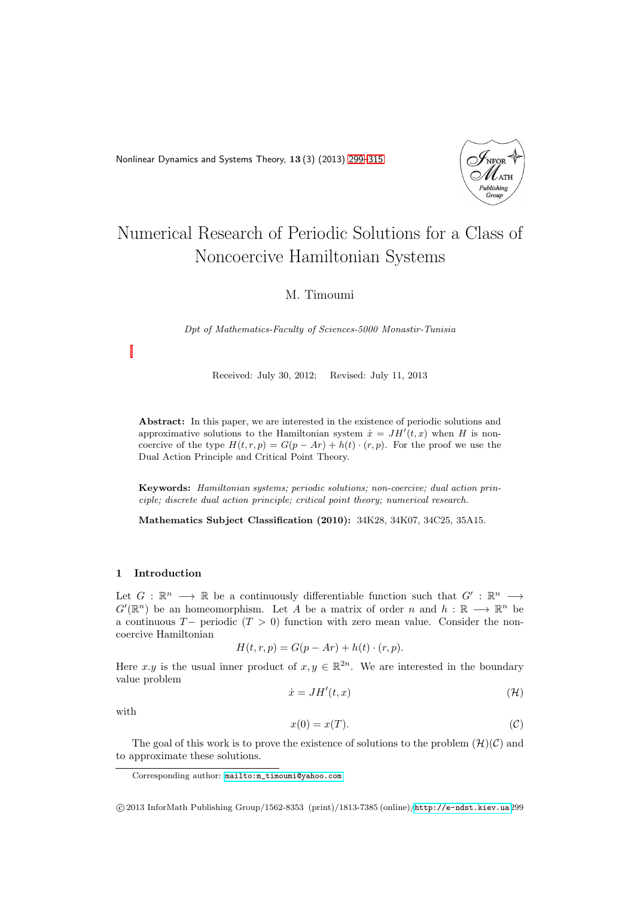# Numerical Research of Periodic Solutions for a Class of Noncoercive Hamiltonian Systems

M. Timoumi

*Dpt of Mathematics-Faculty of Sciences-5000 Monastir-Tunisia*

Received: July 30, 2012; Revised: July 11, 2013

**Abstract:** In this paper, we are interested in the existence of periodic solutions and approximative solutions to the Hamiltonian system $\dot{x} = JH'(t, x)$ when $H$ is non-coercive of the type $H(t, r, p) = G(p - Ar) + h(t) \cdot (r, p)$. For the proof we use the Dual Action Principle and Critical Point Theory.

**Keywords:** *Hamiltonian systems; periodic solutions; non-coercive; dual action principle; discrete dual action principle; critical point theory; numerical research.*

**Mathematics Subject Classification (2010):** 34K28, 34K07, 34C25, 35A15.

## 1 Introduction

Let $G : \mathbb{R}^n \longrightarrow \mathbb{R}$ be a continuously differentiable function such that $G' : \mathbb{R}^n \longrightarrow G'(\mathbb{R}^n)$ be an homeomorphism. Let $A$ be a matrix of order $n$ and $h : \mathbb{R} \longrightarrow \mathbb{R}^n$ be a continuous $T-$ periodic $(T > 0)$ function with zero mean value. Consider the non-coercive Hamiltonian

$$H(t, r, p) = G(p - Ar) + h(t) \cdot (r, p).$$

Here $x.y$ is the usual inner product of $x, y \in \mathbb{R}^{2n}$. We are interested in the boundary value problem

$$\dot{x} = JH'(t, x) \tag{$\mathcal{H}$}$$

with

$$x(0) = x(T). \tag{$\mathcal{C}$}$$

The goal of this work is to prove the existence of solutions to the problem $(\mathcal{H})(\mathcal{C})$ and to approximate these solutions.

Corresponding author: mailto:m_timoumi@yahoo.com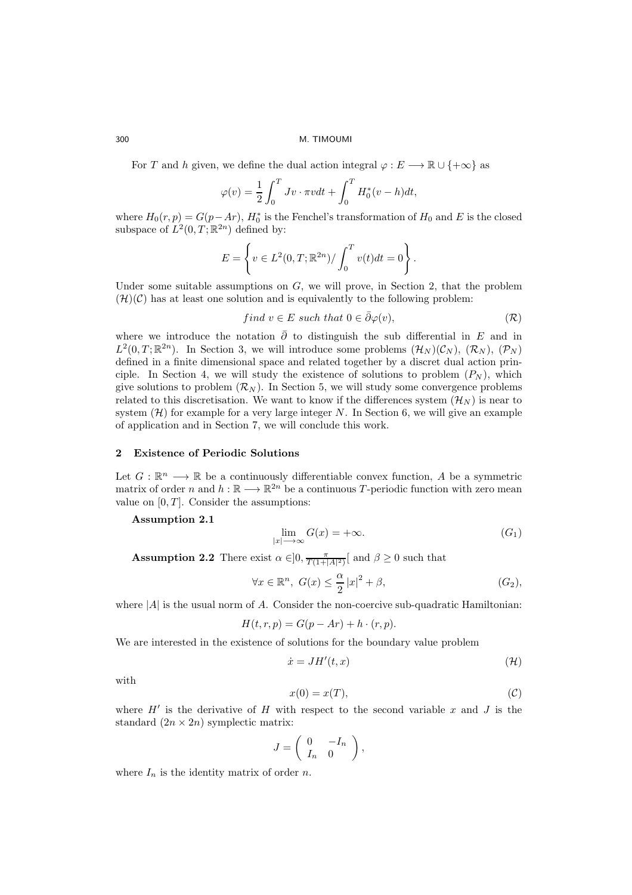For $T$ and $h$ given, we define the dual action integral $\varphi : E \longrightarrow \mathbb{R} \cup \{+\infty\}$ as

$$\varphi(v) = \frac{1}{2}\int_0^T Jv \cdot \pi v dt + \int_0^T H_0^*(v-h)dt,$$

where $H_0(r,p) = G(p - Ar)$, $H_0^*$ is the Fenchel's transformation of $H_0$ and $E$ is the closed subspace of $L^2(0,T;\mathbb{R}^{2n})$ defined by:

$$E = \left\{ v \in L^2(0,T;\mathbb{R}^{2n}) / \int_0^T v(t)dt = 0 \right\}.$$

Under some suitable assumptions on $G$, we will prove, in Section 2, that the problem $(\mathcal{H})(\mathcal{C})$ has at least one solution and is equivalently to the following problem:

$$find\ v \in E\ such\ that\ 0 \in \bar{\partial}\varphi(v), \tag{$\mathcal{R}$}$$

where we introduce the notation $\bar{\partial}$ to distinguish the sub differential in $E$ and in $L^2(0,T;\mathbb{R}^{2n})$. In Section 3, we will introduce some problems $(\mathcal{H}_N)(\mathcal{C}_N)$, $(\mathcal{R}_N)$, $(\mathcal{P}_N)$ defined in a finite dimensional space and related together by a discret dual action principle. In Section 4, we will study the existence of solutions to problem $(P_N)$, which give solutions to problem $(\mathcal{R}_N)$. In Section 5, we will study some convergence problems related to this discretisation. We want to know if the differences system $(\mathcal{H}_N)$ is near to system $(\mathcal{H})$ for example for a very large integer $N$. In Section 6, we will give an example of application and in Section 7, we will conclude this work.

## 2 Existence of Periodic Solutions

Let $G : \mathbb{R}^n \longrightarrow \mathbb{R}$ be a continuously differentiable convex function, $A$ be a symmetric matrix of order $n$ and $h : \mathbb{R} \longrightarrow \mathbb{R}^{2n}$ be a continuous $T$-periodic function with zero mean value on $[0,T]$. Consider the assumptions:

**Assumption 2.1**

$$\lim_{|x| \longrightarrow \infty} G(x) = +\infty. \tag{$G_1$}$$

**Assumption 2.2** There exist $\alpha \in ]0, \frac{\pi}{T(1+|A|^2)}[$ and $\beta \geq 0$ such that

$$\forall x \in \mathbb{R}^n,\ G(x) \leq \frac{\alpha}{2}|x|^2 + \beta, \tag{$G_2$}$$

where $|A|$ is the usual norm of $A$. Consider the non-coercive sub-quadratic Hamiltonian:

$$H(t,r,p) = G(p - Ar) + h \cdot (r,p).$$

We are interested in the existence of solutions for the boundary value problem

$$\dot{x} = JH'(t,x) \tag{$\mathcal{H}$}$$

with

$$x(0) = x(T), \tag{$\mathcal{C}$}$$

where $H'$ is the derivative of $H$ with respect to the second variable $x$ and $J$ is the standard $(2n \times 2n)$ symplectic matrix:

$$J = \begin{pmatrix} 0 & -I_n \\ I_n & 0 \end{pmatrix},$$

where $I_n$ is the identity matrix of order $n$.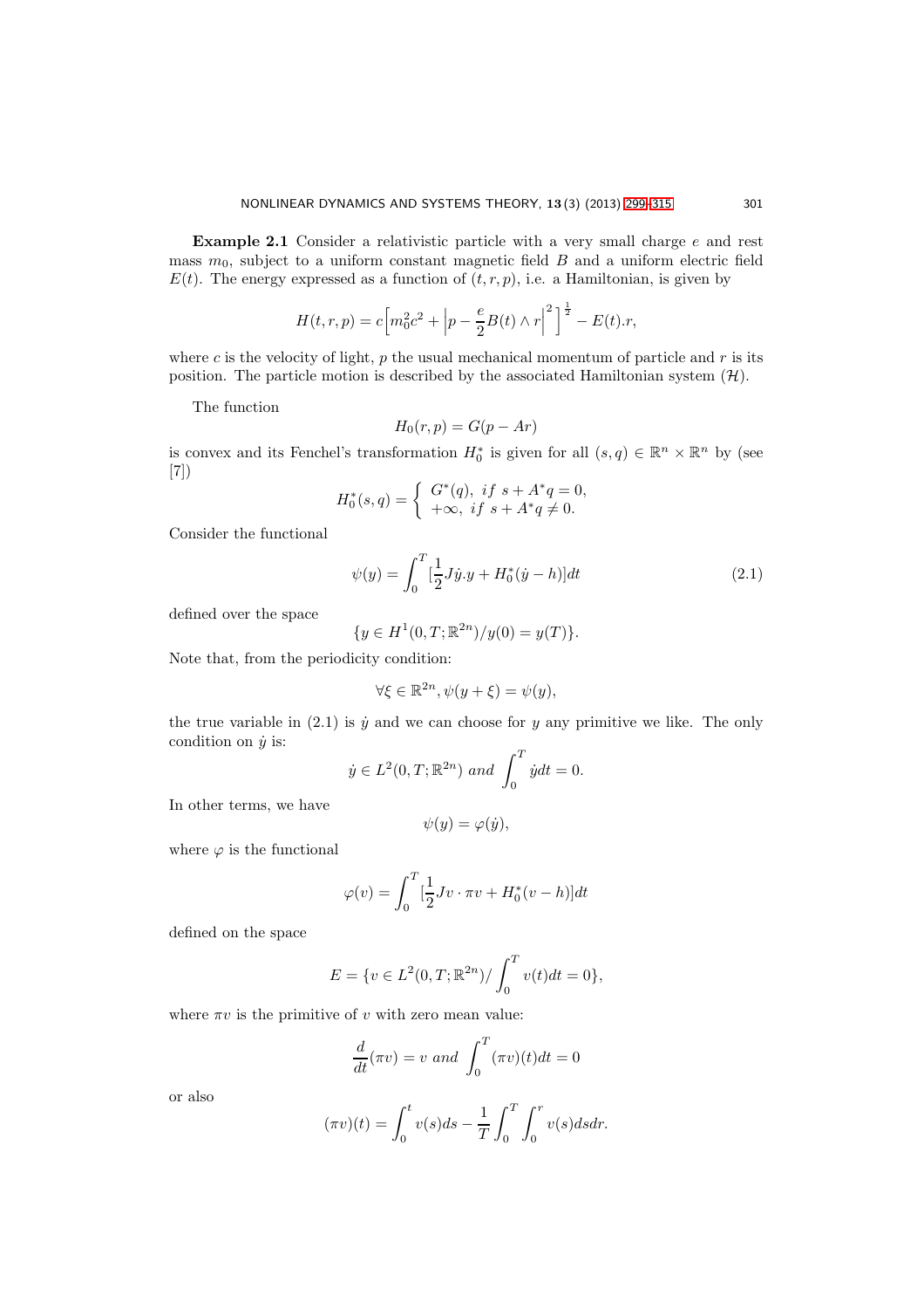**Example 2.1** Consider a relativistic particle with a very small charge $e$ and rest mass $m_0$, subject to a uniform constant magnetic field $B$ and a uniform electric field $E(t)$. The energy expressed as a function of $(t, r, p)$, i.e. a Hamiltonian, is given by

$$H(t, r, p) = c\Big[m_0^2 c^2 + \Big|p - \frac{e}{2}B(t) \wedge r\Big|^2\Big]^{\frac{1}{2}} - E(t).r,$$

where $c$ is the velocity of light, $p$ the usual mechanical momentum of particle and $r$ is its position. The particle motion is described by the associated Hamiltonian system $(\mathcal{H})$.

The function

$$H_0(r, p) = G(p - Ar)$$

is convex and its Fenchel's transformation $H_0^*$ is given for all $(s, q) \in \mathbb{R}^n \times \mathbb{R}^n$ by (see [7])

$$H_0^*(s, q) = \begin{cases} G^*(q), \ if \ s + A^* q = 0, \\ +\infty, \ if \ s + A^* q \neq 0. \end{cases}$$

Consider the functional

$$\psi(y) = \int_0^T [\frac{1}{2} J\dot{y}.y + H_0^*(\dot{y} - h)]dt \tag{2.1}$$

defined over the space

$$\{y \in H^1(0, T; \mathbb{R}^{2n}) / y(0) = y(T)\}.$$

Note that, from the periodicity condition:

$$\forall \xi \in \mathbb{R}^{2n}, \psi(y + \xi) = \psi(y),$$

the true variable in (2.1) is $\dot{y}$ and we can choose for $y$ any primitive we like. The only condition on $\dot{y}$ is:

$$\dot{y} \in L^2(0, T; \mathbb{R}^{2n}) \ and \ \int_0^T \dot{y}dt = 0.$$

In other terms, we have

$$\psi(y) = \varphi(\dot{y}),$$

where $\varphi$ is the functional

$$\varphi(v) = \int_0^T [\frac{1}{2} Jv \cdot \pi v + H_0^*(v - h)]dt$$

defined on the space

$$E = \{v \in L^2(0, T; \mathbb{R}^{2n}) / \int_0^T v(t)dt = 0\},$$

where $\pi v$ is the primitive of $v$ with zero mean value:

$$\frac{d}{dt}(\pi v) = v \ and \ \int_0^T (\pi v)(t)dt = 0$$

or also

$$(\pi v)(t) = \int_0^t v(s)ds - \frac{1}{T}\int_0^T \int_0^r v(s)dsdr.$$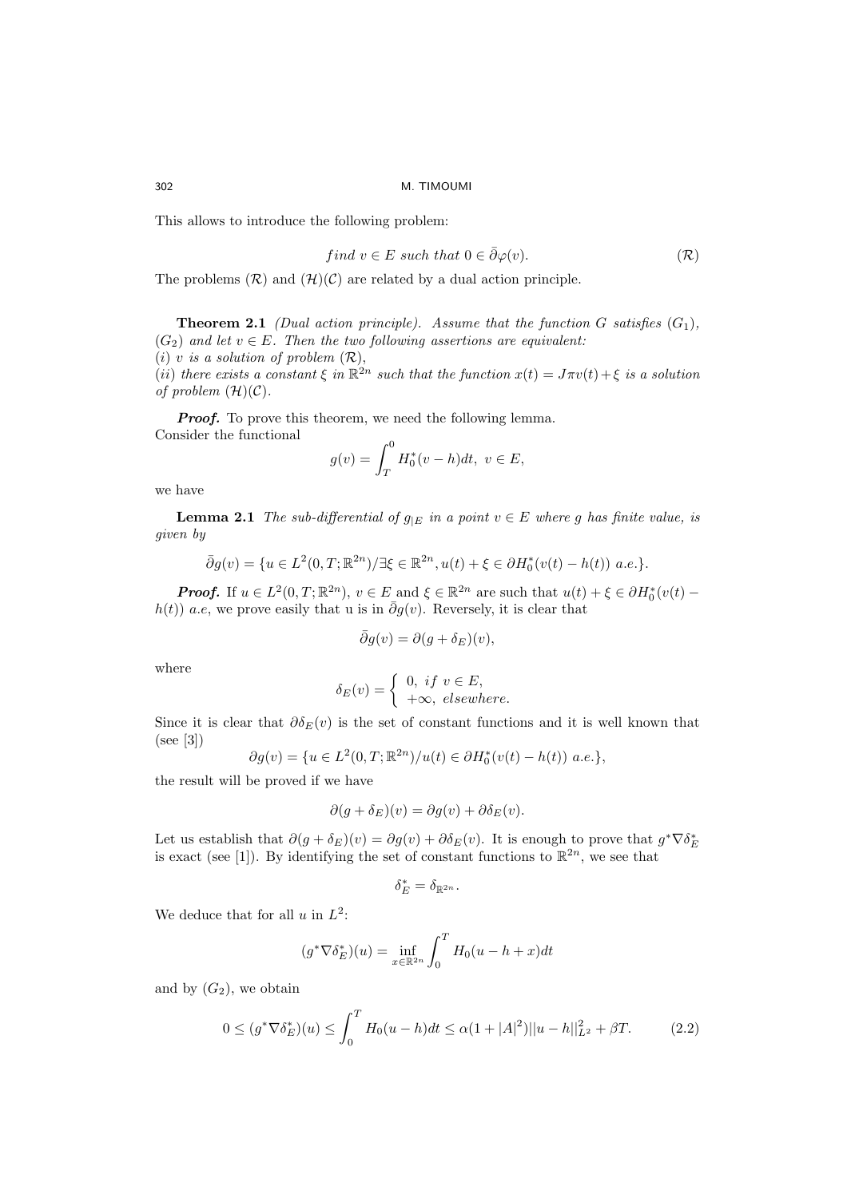This allows to introduce the following problem:

$$find\ v \in E\ such\ that\ 0 \in \bar{\partial}\varphi(v). \tag{$\mathcal{R}$}$$

The problems $(\mathcal{R})$ and $(\mathcal{H})(\mathcal{C})$ are related by a dual action principle.

**Theorem 2.1** *(Dual action principle). Assume that the function $G$ satisfies $(G_1)$, $(G_2)$ and let $v \in E$. Then the two following assertions are equivalent:*
*(i) $v$ is a solution of problem $(\mathcal{R})$,*
*(ii) there exists a constant $\xi$ in $\mathbb{R}^{2n}$ such that the function $x(t) = J\pi v(t) + \xi$ is a solution of problem $(\mathcal{H})(\mathcal{C})$.*

***Proof.*** To prove this theorem, we need the following lemma.
Consider the functional

$$g(v) = \int_T^0 H_0^*(v - h)dt,\ v \in E,$$

we have

**Lemma 2.1** *The sub-differential of $g_{|E}$ in a point $v \in E$ where $g$ has finite value, is given by*

$$\bar{\partial}g(v) = \{u \in L^2(0, T; \mathbb{R}^{2n}) / \exists \xi \in \mathbb{R}^{2n}, u(t) + \xi \in \partial H_0^*(v(t) - h(t))\ a.e.\}.$$

***Proof.*** If $u \in L^2(0, T; \mathbb{R}^{2n})$, $v \in E$ and $\xi \in \mathbb{R}^{2n}$ are such that $u(t) + \xi \in \partial H_0^*(v(t) - h(t))$ $a.e$, we prove easily that u is in $\bar{\partial}g(v)$. Reversely, it is clear that

$$\bar{\partial}g(v) = \partial(g + \delta_E)(v),$$

where

$$\delta_E(v) = \begin{cases} 0,\ if\ v \in E, \\ +\infty,\ elsewhere. \end{cases}$$

Since it is clear that $\partial\delta_E(v)$ is the set of constant functions and it is well known that (see [3])

$$\partial g(v) = \{u \in L^2(0, T; \mathbb{R}^{2n}) / u(t) \in \partial H_0^*(v(t) - h(t))\ a.e.\},$$

the result will be proved if we have

$$\partial(g + \delta_E)(v) = \partial g(v) + \partial\delta_E(v).$$

Let us establish that $\partial(g + \delta_E)(v) = \partial g(v) + \partial\delta_E(v)$. It is enough to prove that $g^*\nabla\delta_E^*$ is exact (see [1]). By identifying the set of constant functions to $\mathbb{R}^{2n}$, we see that

$$\delta_E^* = \delta_{\mathbb{R}^{2n}}.$$

We deduce that for all $u$ in $L^2$:

$$(g^*\nabla\delta_E^*)(u) = \inf_{x \in \mathbb{R}^{2n}} \int_0^T H_0(u - h + x)dt$$

and by $(G_2)$, we obtain

$$0 \leq (g^*\nabla\delta_E^*)(u) \leq \int_0^T H_0(u - h)dt \leq \alpha(1 + |A|^2)||u - h||_{L^2}^2 + \beta T. \tag{2.2}$$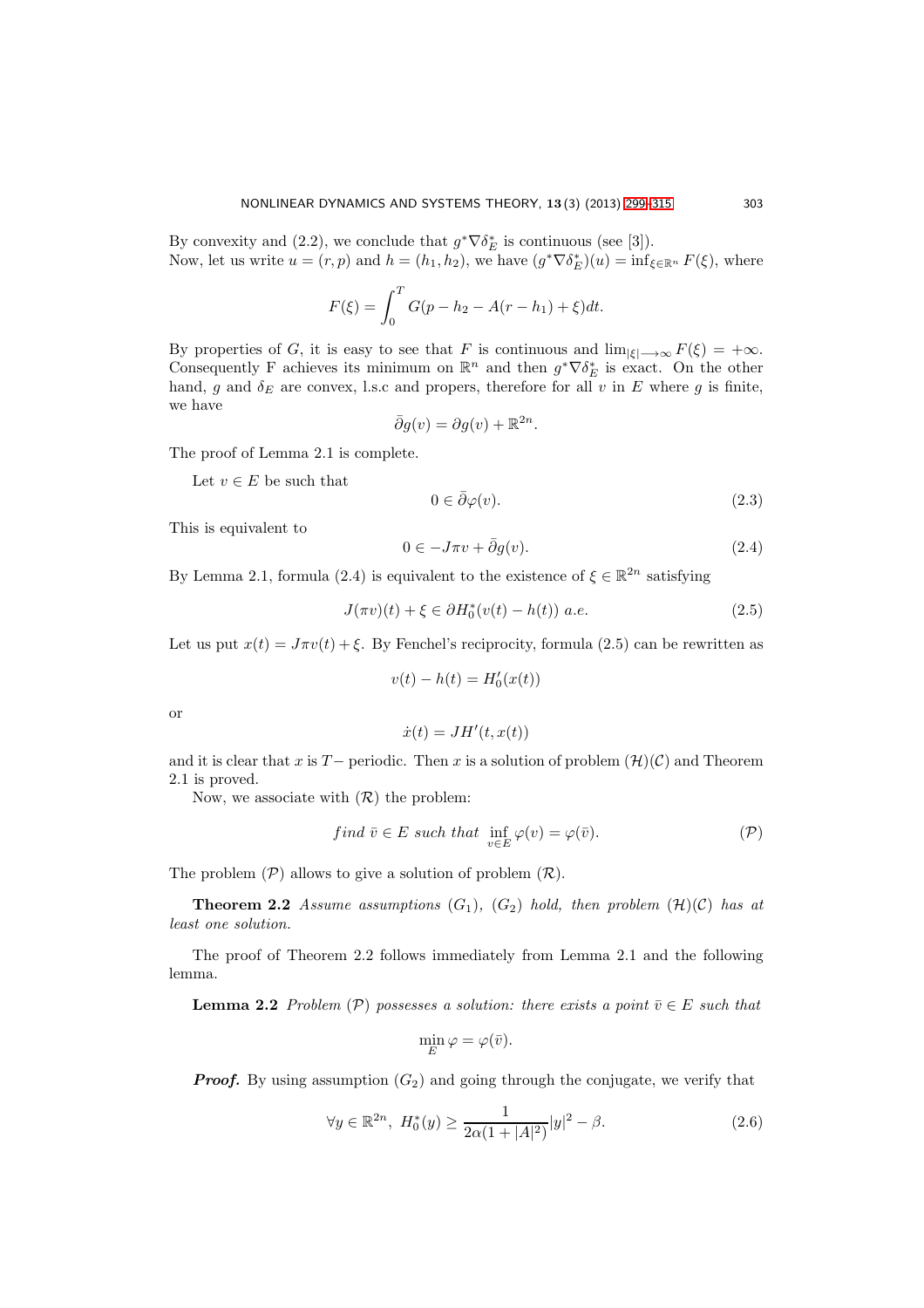By convexity and (2.2), we conclude that $g^*\nabla\delta_E^*$ is continuous (see [3]).
Now, let us write $u = (r, p)$ and $h = (h_1, h_2)$, we have $(g^*\nabla\delta_E^*)(u) = \inf_{\xi\in\mathbb{R}^n} F(\xi)$, where

$$F(\xi) = \int_0^T G(p - h_2 - A(r - h_1) + \xi)dt.$$

By properties of $G$, it is easy to see that $F$ is continuous and $\lim_{|\xi|\longrightarrow\infty} F(\xi) = +\infty$. Consequently F achieves its minimum on $\mathbb{R}^n$ and then $g^*\nabla\delta_E^*$ is exact. On the other hand, $g$ and $\delta_E$ are convex, l.s.c and propers, therefore for all $v$ in $E$ where $g$ is finite, we have

$$\bar{\partial}g(v) = \partial g(v) + \mathbb{R}^{2n}.$$

The proof of Lemma 2.1 is complete.

Let $v \in E$ be such that

$$0 \in \bar{\partial}\varphi(v). \tag{2.3}$$

This is equivalent to

$$0 \in -J\pi v + \bar{\partial}g(v). \tag{2.4}$$

By Lemma 2.1, formula (2.4) is equivalent to the existence of $\xi \in \mathbb{R}^{2n}$ satisfying

$$J(\pi v)(t) + \xi \in \partial H_0^*(v(t) - h(t)) \ a.e. \tag{2.5}$$

Let us put $x(t) = J\pi v(t) + \xi$. By Fenchel's reciprocity, formula (2.5) can be rewritten as

$$v(t) - h(t) = H_0'(x(t))$$

or

$$\dot{x}(t) = JH'(t, x(t))$$

and it is clear that $x$ is $T-$ periodic. Then $x$ is a solution of problem $(\mathcal{H})(\mathcal{C})$ and Theorem 2.1 is proved.

Now, we associate with $(\mathcal{R})$ the problem:

$$find\ \bar{v} \in E\ such\ that\ \inf_{v\in E} \varphi(v) = \varphi(\bar{v}). \tag{$\mathcal{P}$}$$

The problem $(\mathcal{P})$ allows to give a solution of problem $(\mathcal{R})$.

**Theorem 2.2** *Assume assumptions $(G_1)$, $(G_2)$ hold, then problem $(\mathcal{H})(\mathcal{C})$ has at least one solution.*

The proof of Theorem 2.2 follows immediately from Lemma 2.1 and the following lemma.

**Lemma 2.2** *Problem $(\mathcal{P})$ possesses a solution: there exists a point $\bar{v} \in E$ such that*

$$\min_E \varphi = \varphi(\bar{v}).$$

***Proof.*** By using assumption $(G_2)$ and going through the conjugate, we verify that

$$\forall y \in \mathbb{R}^{2n},\ H_0^*(y) \geq \frac{1}{2\alpha(1 + |A|^2)}|y|^2 - \beta. \tag{2.6}$$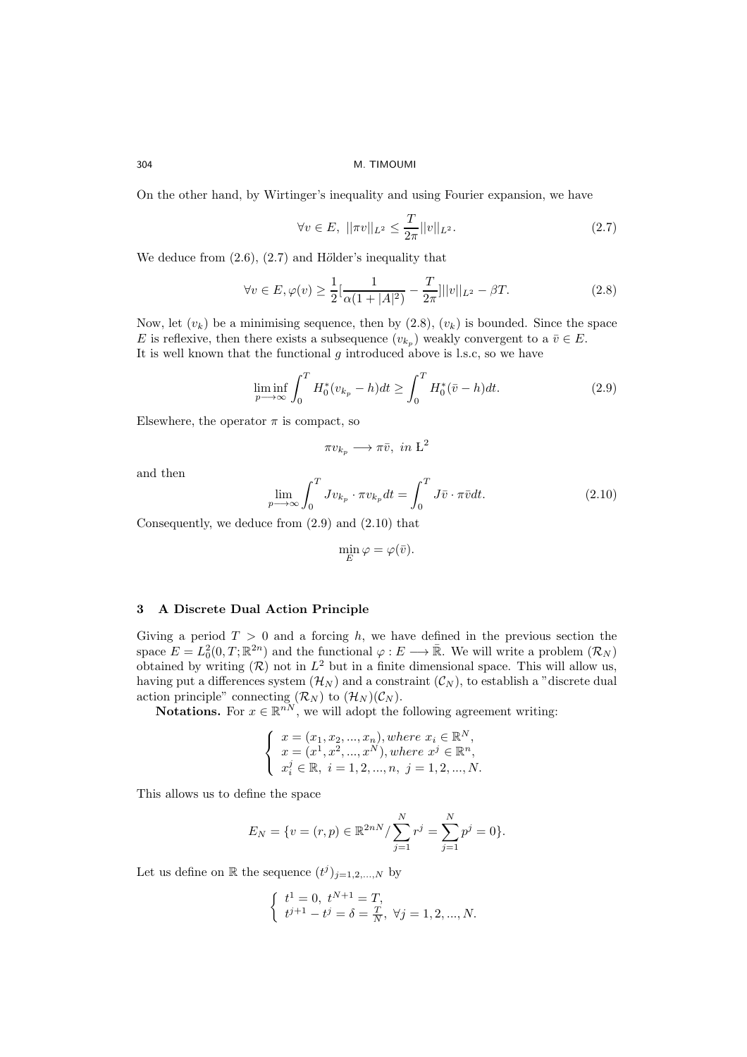On the other hand, by Wirtinger's inequality and using Fourier expansion, we have

$$\forall v \in E, \ ||\pi v||_{L^2} \leq \frac{T}{2\pi}||v||_{L^2}. \tag{2.7}$$

We deduce from (2.6), (2.7) and Hölder's inequality that

$$\forall v \in E, \varphi(v) \geq \frac{1}{2}[\frac{1}{\alpha(1+|A|^2)} - \frac{T}{2\pi}]||v||_{L^2} - \beta T. \tag{2.8}$$

Now, let $(v_k)$ be a minimising sequence, then by (2.8), $(v_k)$ is bounded. Since the space $E$ is reflexive, then there exists a subsequence $(v_{k_p})$ weakly convergent to a $\bar{v} \in E$. It is well known that the functional $g$ introduced above is l.s.c, so we have

$$\liminf_{p \longrightarrow \infty} \int_0^T H_0^*(v_{k_p} - h)dt \geq \int_0^T H_0^*(\bar{v} - h)dt. \tag{2.9}$$

Elsewhere, the operator $\pi$ is compact, so

$$\pi v_{k_p} \longrightarrow \pi \bar{v}, \ in \ \mathrm{L}^2$$

and then

$$\lim_{p \longrightarrow \infty} \int_0^T J v_{k_p} \cdot \pi v_{k_p} dt = \int_0^T J\bar{v} \cdot \pi \bar{v} dt. \tag{2.10}$$

Consequently, we deduce from (2.9) and (2.10) that

$$\min_E \varphi = \varphi(\bar{v}).$$

## 3 A Discrete Dual Action Principle

Giving a period $T > 0$ and a forcing $h$, we have defined in the previous section the space $E = L_0^2(0, T; \mathbb{R}^{2n})$ and the functional $\varphi : E \longrightarrow \bar{\mathbb{R}}$. We will write a problem $(\mathcal{R}_N)$ obtained by writing $(\mathcal{R})$ not in $L^2$ but in a finite dimensional space. This will allow us, having put a differences system $(\mathcal{H}_N)$ and a constraint $(\mathcal{C}_N)$, to establish a "discrete dual action principle" connecting $(\mathcal{R}_N)$ to $(\mathcal{H}_N)(\mathcal{C}_N)$.

**Notations.** For $x \in \mathbb{R}^{nN}$, we will adopt the following agreement writing:

$$\begin{cases} x = (x_1, x_2, ..., x_n), where \ x_i \in \mathbb{R}^N, \\ x = (x^1, x^2, ..., x^N), where \ x^j \in \mathbb{R}^n, \\ x_i^j \in \mathbb{R}, \ i = 1, 2, ..., n, \ j = 1, 2, ..., N. \end{cases}$$

This allows us to define the space

$$E_N = \{v = (r, p) \in \mathbb{R}^{2nN} / \sum_{j=1}^{N} r^j = \sum_{j=1}^{N} p^j = 0\}.$$

Let us define on $\mathbb{R}$ the sequence $(t^j)_{j=1,2,...,N}$ by

$$\begin{cases} t^1 = 0, \ t^{N+1} = T, \\ t^{j+1} - t^j = \delta = \frac{T}{N}, \ \forall j = 1, 2, ..., N. \end{cases}$$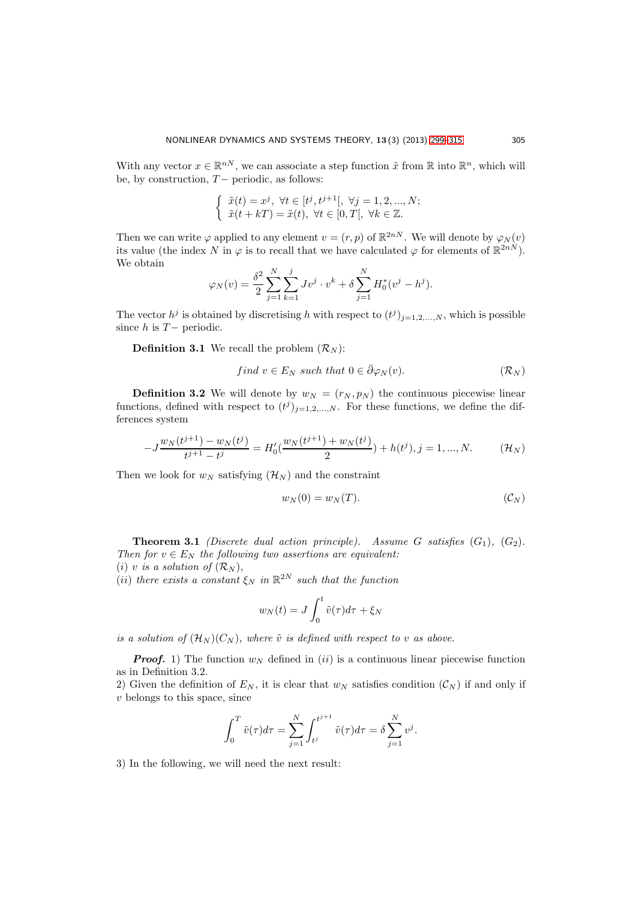With any vector $x \in \mathbb{R}^{nN}$, we can associate a step function $\tilde{x}$ from $\mathbb{R}$ into $\mathbb{R}^n$, which will be, by construction, $T-$ periodic, as follows:

$$\begin{cases} \tilde{x}(t) = x^j, \ \forall t \in [t^j, t^{j+1}[, \ \forall j = 1, 2, ..., N; \\ \tilde{x}(t + kT) = \tilde{x}(t), \ \forall t \in [0, T[, \ \forall k \in \mathbb{Z}. \end{cases}$$

Then we can write $\varphi$ applied to any element $v = (r, p)$ of $\mathbb{R}^{2nN}$. We will denote by $\varphi_N(v)$ its value (the index $N$ in $\varphi$ is to recall that we have calculated $\varphi$ for elements of $\mathbb{R}^{2nN}$). We obtain

$$\varphi_N(v) = \frac{\delta^2}{2} \sum_{j=1}^{N} \sum_{k=1}^{j} J v^j \cdot v^k + \delta \sum_{j=1}^{N} H_0^*(v^j - h^j).$$

The vector $h^j$ is obtained by discretising $h$ with respect to $(t^j)_{j=1,2,...,N}$, which is possible since $h$ is $T-$ periodic.

**Definition 3.1** We recall the problem $(\mathcal{R}_N)$:

$$find \ v \in E_N \ such \ that \ 0 \in \bar{\partial}\varphi_N(v). \qquad (\mathcal{R}_N)$$

**Definition 3.2** We will denote by $w_N = (r_N, p_N)$ the continuous piecewise linear functions, defined with respect to $(t^j)_{j=1,2,...,N}$. For these functions, we define the differences system

$$-J\frac{w_N(t^{j+1}) - w_N(t^j)}{t^{j+1} - t^j} = H_0'\left(\frac{w_N(t^{j+1}) + w_N(t^j)}{2}\right) + h(t^j), j = 1, ..., N. \qquad (\mathcal{H}_N)$$

Then we look for $w_N$ satisfying $(\mathcal{H}_N)$ and the constraint

$$w_N(0) = w_N(T). \qquad (\mathcal{C}_N)$$

**Theorem 3.1** *(Discrete dual action principle). Assume $G$ satisfies $(G_1)$, $(G_2)$. Then for $v \in E_N$ the following two assertions are equivalent:*
*(i) $v$ is a solution of $(\mathcal{R}_N)$,*
*(ii) there exists a constant $\xi_N$ in $\mathbb{R}^{2N}$ such that the function*

$$w_N(t) = J\int_0^t \tilde{v}(\tau)d\tau + \xi_N$$

*is a solution of $(\mathcal{H}_N)(C_N)$, where $\tilde{v}$ is defined with respect to $v$ as above.*

***Proof.*** 1) The function $w_N$ defined in $(ii)$ is a continuous linear piecewise function as in Definition 3.2.
2) Given the definition of $E_N$, it is clear that $w_N$ satisfies condition $(\mathcal{C}_N)$ if and only if $v$ belongs to this space, since

$$\int_0^T \tilde{v}(\tau)d\tau = \sum_{j=1}^{N} \int_{t^j}^{t^{j+1}} \tilde{v}(\tau)d\tau = \delta \sum_{j=1}^{N} v^j.$$

3) In the following, we will need the next result: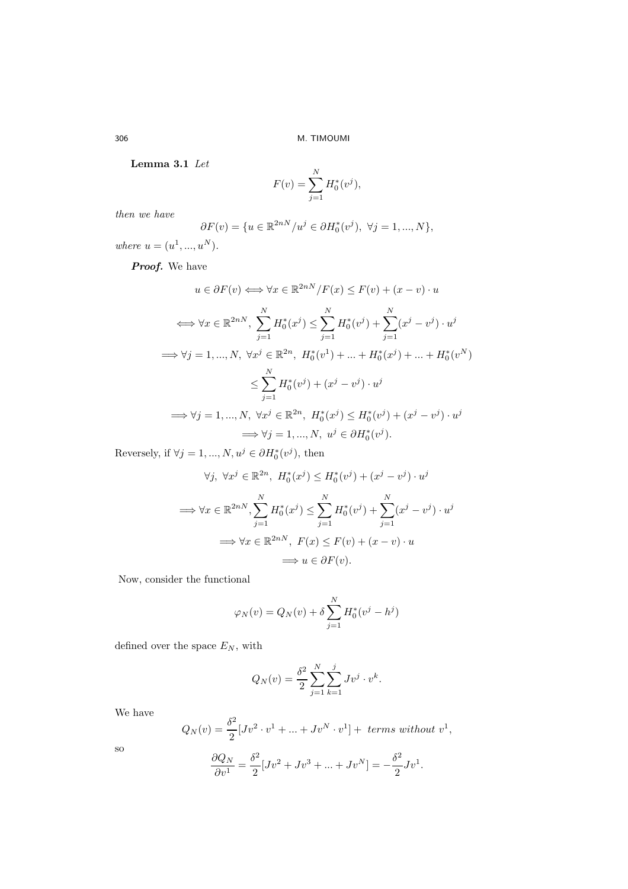**Lemma 3.1** *Let*

$$F(v) = \sum_{j=1}^{N} H_0^*(v^j),$$

*then we have*

$$\partial F(v) = \{u \in \mathbb{R}^{2nN} / u^j \in \partial H_0^*(v^j),\ \forall j = 1, ..., N\},$$

*where* $u = (u^1, ..., u^N)$.

***Proof.*** We have

$$u \in \partial F(v) \Longleftrightarrow \forall x \in \mathbb{R}^{2nN} / F(x) \leq F(v) + (x - v) \cdot u$$

$$\Longleftrightarrow \forall x \in \mathbb{R}^{2nN},\ \sum_{j=1}^{N} H_0^*(x^j) \leq \sum_{j=1}^{N} H_0^*(v^j) + \sum_{j=1}^{N} (x^j - v^j) \cdot u^j$$

$$\Longrightarrow \forall j = 1, ..., N,\ \forall x^j \in \mathbb{R}^{2n},\ H_0^*(v^1) + ... + H_0^*(x^j) + ... + H_0^*(v^N)$$

$$\leq \sum_{j=1}^{N} H_0^*(v^j) + (x^j - v^j) \cdot u^j$$

$$\Longrightarrow \forall j = 1, ..., N,\ \forall x^j \in \mathbb{R}^{2n},\ H_0^*(x^j) \leq H_0^*(v^j) + (x^j - v^j) \cdot u^j$$

$$\Longrightarrow \forall j = 1, ..., N,\ u^j \in \partial H_0^*(v^j).$$

Reversely, if $\forall j = 1, ..., N, u^j \in \partial H_0^*(v^j)$, then

$$\forall j,\ \forall x^j \in \mathbb{R}^{2n},\ H_0^*(x^j) \leq H_0^*(v^j) + (x^j - v^j) \cdot u^j$$

$$\Longrightarrow \forall x \in \mathbb{R}^{2nN}, \sum_{j=1}^{N} H_0^*(x^j) \leq \sum_{j=1}^{N} H_0^*(v^j) + \sum_{j=1}^{N} (x^j - v^j) \cdot u^j$$

$$\Longrightarrow \forall x \in \mathbb{R}^{2nN},\ F(x) \leq F(v) + (x - v) \cdot u$$

$$\Longrightarrow u \in \partial F(v).$$

Now, consider the functional

$$\varphi_N(v) = Q_N(v) + \delta \sum_{j=1}^{N} H_0^*(v^j - h^j)$$

defined over the space $E_N$, with

$$Q_N(v) = \frac{\delta^2}{2} \sum_{j=1}^{N} \sum_{k=1}^{j} Jv^j \cdot v^k.$$

We have

$$Q_N(v) = \frac{\delta^2}{2} [Jv^2 \cdot v^1 + ... + Jv^N \cdot v^1] + \ terms\ without\ v^1,$$

so

$$\frac{\partial Q_N}{\partial v^1} = \frac{\delta^2}{2} [Jv^2 + Jv^3 + ... + Jv^N] = -\frac{\delta^2}{2} Jv^1.$$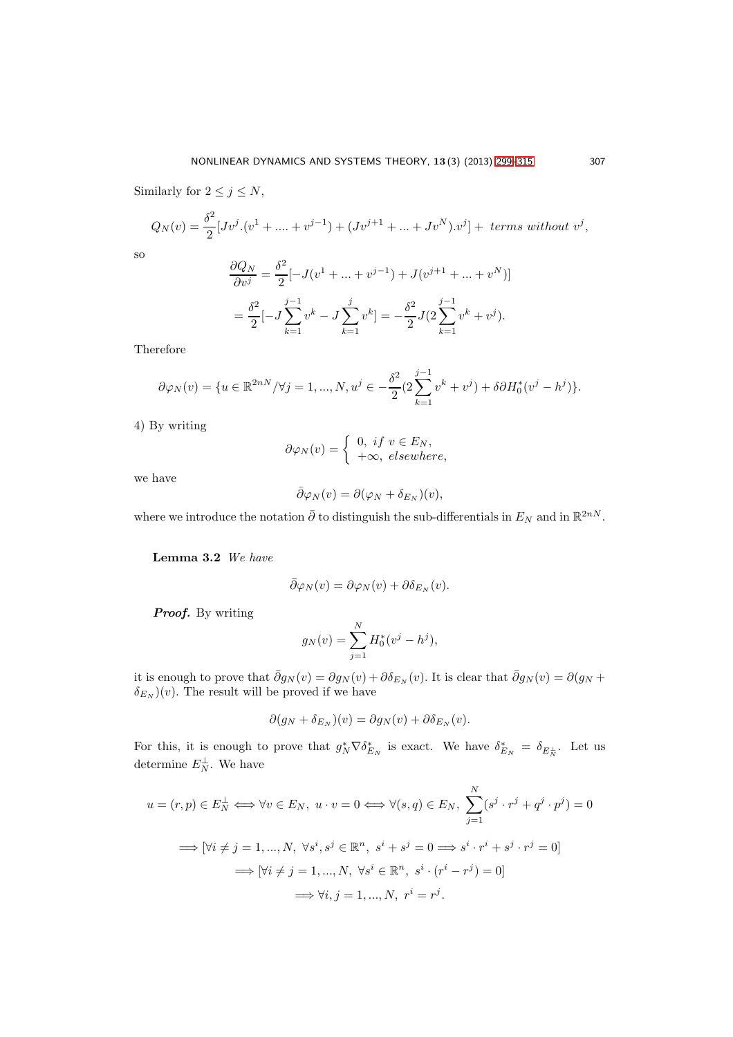Similarly for $2 \leq j \leq N$,

$$Q_N(v) = \frac{\delta^2}{2}[Jv^j.(v^1 + .... + v^{j-1}) + (Jv^{j+1} + ... + Jv^N).v^j] + \textit{ terms without } v^j,$$

so

$$\frac{\partial Q_N}{\partial v^j} = \frac{\delta^2}{2}[-J(v^1 + ... + v^{j-1}) + J(v^{j+1} + ... + v^N)]$$

$$= \frac{\delta^2}{2}[-J\sum_{k=1}^{j-1} v^k - J\sum_{k=1}^{j} v^k] = -\frac{\delta^2}{2}J(2\sum_{k=1}^{j-1} v^k + v^j).$$

Therefore

$$\partial\varphi_N(v) = \{u \in \mathbb{R}^{2nN} / \forall j = 1, ..., N, u^j \in -\frac{\delta^2}{2}(2\sum_{k=1}^{j-1} v^k + v^j) + \delta\partial H_0^*(v^j - h^j)\}.$$

4) By writing

$$\partial\varphi_N(v) = \begin{cases} 0, \; if \; v \in E_N, \\ +\infty, \; elsewhere, \end{cases}$$

we have

$$\bar{\partial}\varphi_N(v) = \partial(\varphi_N + \delta_{E_N})(v),$$

where we introduce the notation $\bar{\partial}$ to distinguish the sub-differentials in $E_N$ and in $\mathbb{R}^{2nN}$.

**Lemma 3.2** *We have*

$$\bar{\partial}\varphi_N(v) = \partial\varphi_N(v) + \partial\delta_{E_N}(v).$$

***Proof.*** By writing

$$g_N(v) = \sum_{j=1}^{N} H_0^*(v^j - h^j),$$

it is enough to prove that $\bar{\partial}g_N(v) = \partial g_N(v) + \partial\delta_{E_N}(v)$. It is clear that $\bar{\partial}g_N(v) = \partial(g_N + \delta_{E_N})(v)$. The result will be proved if we have

$$\partial(g_N + \delta_{E_N})(v) = \partial g_N(v) + \partial\delta_{E_N}(v).$$

For this, it is enough to prove that $g_N^*\nabla\delta_{E_N}^*$ is exact. We have $\delta_{E_N}^* = \delta_{E_N^\perp}$. Let us determine $E_N^\perp$. We have

$$u = (r,p) \in E_N^\perp \Longleftrightarrow \forall v \in E_N, \; u \cdot v = 0 \Longleftrightarrow \forall (s,q) \in E_N, \; \sum_{j=1}^{N}(s^j \cdot r^j + q^j \cdot p^j) = 0$$

$$\Longrightarrow [\forall i \neq j = 1, ..., N, \; \forall s^i, s^j \in \mathbb{R}^n, \; s^i + s^j = 0 \Longrightarrow s^i \cdot r^i + s^j \cdot r^j = 0]$$

$$\Longrightarrow [\forall i \neq j = 1, ..., N, \; \forall s^i \in \mathbb{R}^n, \; s^i \cdot (r^i - r^j) = 0]$$

$$\Longrightarrow \forall i, j = 1, ..., N, \; r^i = r^j.$$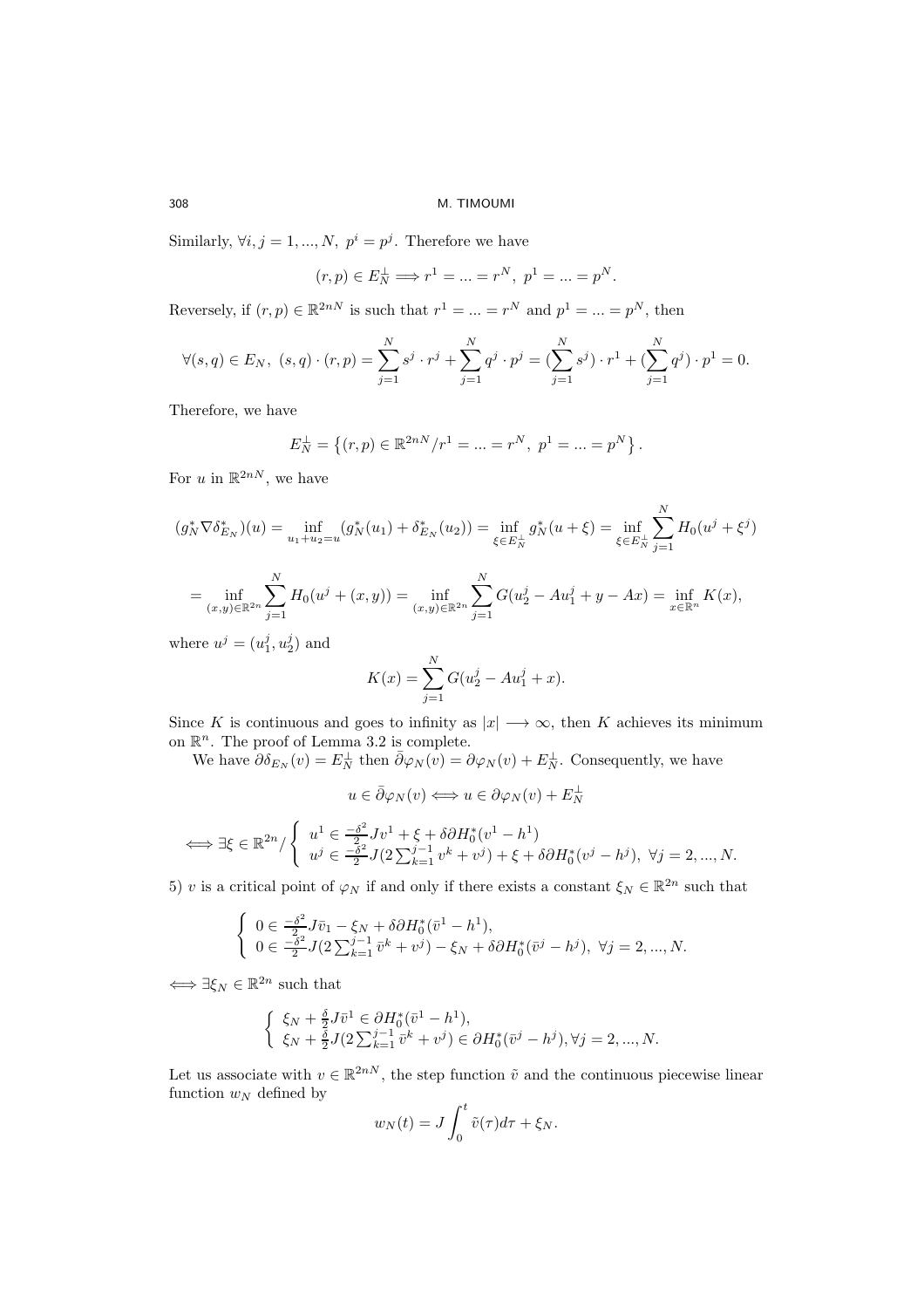Similarly, $\forall i, j = 1, ..., N,\ p^i = p^j$. Therefore we have

$$(r, p) \in E_N^{\perp} \Longrightarrow r^1 = ... = r^N,\ p^1 = ... = p^N.$$

Reversely, if $(r, p) \in \mathbb{R}^{2nN}$ is such that $r^1 = ... = r^N$ and $p^1 = ... = p^N$, then

$$\forall (s, q) \in E_N,\ (s, q) \cdot (r, p) = \sum_{j=1}^{N} s^j \cdot r^j + \sum_{j=1}^{N} q^j \cdot p^j = (\sum_{j=1}^{N} s^j) \cdot r^1 + (\sum_{j=1}^{N} q^j) \cdot p^1 = 0.$$

Therefore, we have

$$E_N^{\perp} = \left\{ (r, p) \in \mathbb{R}^{2nN} / r^1 = ... = r^N,\ p^1 = ... = p^N \right\}.$$

For $u$ in $\mathbb{R}^{2nN}$, we have

$$(g_N^* \nabla \delta_{E_N}^*)(u) = \inf_{u_1 + u_2 = u} (g_N^*(u_1) + \delta_{E_N}^*(u_2)) = \inf_{\xi \in E_N^{\perp}} g_N^*(u + \xi) = \inf_{\xi \in E_N^{\perp}} \sum_{j=1}^{N} H_0(u^j + \xi^j)$$

$$= \inf_{(x,y) \in \mathbb{R}^{2n}} \sum_{j=1}^{N} H_0(u^j + (x, y)) = \inf_{(x,y) \in \mathbb{R}^{2n}} \sum_{j=1}^{N} G(u_2^j - Au_1^j + y - Ax) = \inf_{x \in \mathbb{R}^n} K(x),$$

where $u^j = (u_1^j, u_2^j)$ and

$$K(x) = \sum_{j=1}^{N} G(u_2^j - Au_1^j + x).$$

Since $K$ is continuous and goes to infinity as $|x| \longrightarrow \infty$, then $K$ achieves its minimum on $\mathbb{R}^n$. The proof of Lemma 3.2 is complete.

We have $\partial \delta_{E_N}(v) = E_N^{\perp}$ then $\bar{\partial} \varphi_N(v) = \partial \varphi_N(v) + E_N^{\perp}$. Consequently, we have

$$u \in \bar{\partial} \varphi_N(v) \Longleftrightarrow u \in \partial \varphi_N(v) + E_N^{\perp}$$

$$\Longleftrightarrow \exists \xi \in \mathbb{R}^{2n} / \left\{ \begin{array}{l} u^1 \in \frac{-\delta^2}{2} J v^1 + \xi + \delta \partial H_0^*(v^1 - h^1) \\ u^j \in \frac{-\delta^2}{2} J (2 \sum_{k=1}^{j-1} v^k + v^j) + \xi + \delta \partial H_0^*(v^j - h^j),\ \forall j = 2, ..., N. \end{array} \right.$$

5) $v$ is a critical point of $\varphi_N$ if and only if there exists a constant $\xi_N \in \mathbb{R}^{2n}$ such that

$$\left\{ \begin{array}{l} 0 \in \frac{-\delta^2}{2} J \bar{v}_1 - \xi_N + \delta \partial H_0^*(\bar{v}^1 - h^1), \\ 0 \in \frac{-\delta^2}{2} J (2 \sum_{k=1}^{j-1} \bar{v}^k + v^j) - \xi_N + \delta \partial H_0^*(\bar{v}^j - h^j),\ \forall j = 2, ..., N. \end{array} \right.$$

$\Longleftrightarrow \exists \xi_N \in \mathbb{R}^{2n}$ such that

$$\left\{ \begin{array}{l} \xi_N + \frac{\delta}{2} J \bar{v}^1 \in \partial H_0^*(\bar{v}^1 - h^1), \\ \xi_N + \frac{\delta}{2} J (2 \sum_{k=1}^{j-1} \bar{v}^k + v^j) \in \partial H_0^*(\bar{v}^j - h^j), \forall j = 2, ..., N. \end{array} \right.$$

Let us associate with $v \in \mathbb{R}^{2nN}$, the step function $\tilde{v}$ and the continuous piecewise linear function $w_N$ defined by

$$w_N(t) = J \int_0^t \tilde{v}(\tau) d\tau + \xi_N.$$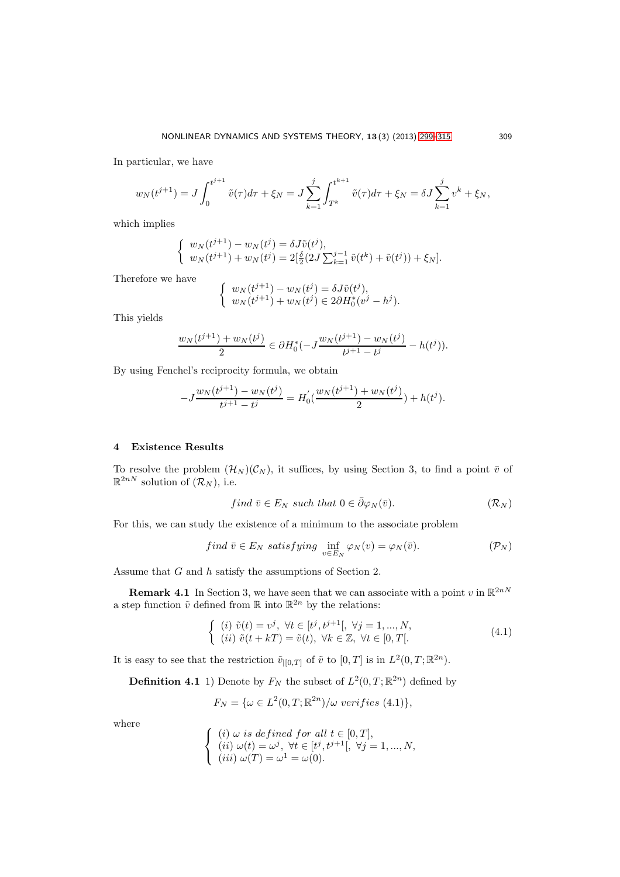In particular, we have

$$w_N(t^{j+1}) = J\int_0^{t^{j+1}} \tilde{v}(\tau)d\tau + \xi_N = J\sum_{k=1}^{j}\int_{T^k}^{t^{k+1}} \tilde{v}(\tau)d\tau + \xi_N = \delta J\sum_{k=1}^{j} v^k + \xi_N,$$

which implies

$$\begin{cases} w_N(t^{j+1}) - w_N(t^j) = \delta J\tilde{v}(t^j), \\ w_N(t^{j+1}) + w_N(t^j) = 2[\frac{\delta}{2}(2J\sum_{k=1}^{j-1}\tilde{v}(t^k) + \tilde{v}(t^j)) + \xi_N]. \end{cases}$$

Therefore we have

$$\begin{cases} w_N(t^{j+1}) - w_N(t^j) = \delta J\tilde{v}(t^j), \\ w_N(t^{j+1}) + w_N(t^j) \in 2\partial H_0^*(v^j - h^j). \end{cases}$$

This yields

$$\frac{w_N(t^{j+1}) + w_N(t^j)}{2} \in \partial H_0^*(-J\frac{w_N(t^{j+1}) - w_N(t^j)}{t^{j+1} - t^j} - h(t^j)).$$

By using Fenchel's reciprocity formula, we obtain

$$-J\frac{w_N(t^{j+1}) - w_N(t^j)}{t^{j+1} - t^j} = H_0^{'}(\frac{w_N(t^{j+1}) + w_N(t^j)}{2}) + h(t^j).$$

## 4 Existence Results

To resolve the problem $(\mathcal{H}_N)(\mathcal{C}_N)$, it suffices, by using Section 3, to find a point $\bar{v}$ of $\mathbb{R}^{2nN}$ solution of $(\mathcal{R}_N)$, i.e.

$$find\ \bar{v} \in E_N\ such\ that\ 0 \in \bar{\partial}\varphi_N(\bar{v}). \qquad (\mathcal{R}_N)$$

For this, we can study the existence of a minimum to the associate problem

$$find\ \bar{v} \in E_N\ satisfying\ \inf_{v \in E_N} \varphi_N(v) = \varphi_N(\bar{v}). \qquad (\mathcal{P}_N)$$

Assume that $G$ and $h$ satisfy the assumptions of Section 2.

**Remark 4.1** In Section 3, we have seen that we can associate with a point $v$ in $\mathbb{R}^{2nN}$ a step function $\tilde{v}$ defined from $\mathbb{R}$ into $\mathbb{R}^{2n}$ by the relations:

$$\begin{cases} (i)\ \tilde{v}(t) = v^j,\ \forall t \in [t^j, t^{j+1}[,\ \forall j = 1, ..., N, \\ (ii)\ \tilde{v}(t + kT) = \tilde{v}(t),\ \forall k \in \mathbb{Z},\ \forall t \in [0, T[. \end{cases} \qquad (4.1)$$

It is easy to see that the restriction $\tilde{v}_{|[0,T]}$ of $\tilde{v}$ to $[0, T]$ is in $L^2(0, T; \mathbb{R}^{2n})$.

**Definition 4.1** 1) Denote by $F_N$ the subset of $L^2(0, T; \mathbb{R}^{2n})$ defined by

$$F_N = \{\omega \in L^2(0, T; \mathbb{R}^{2n}) / \omega\ verifies\ (4.1)\},$$

where

$$\begin{cases} (i)\ \omega\ is\ defined\ for\ all\ t \in [0, T], \\ (ii)\ \omega(t) = \omega^j,\ \forall t \in [t^j, t^{j+1}[,\ \forall j = 1, ..., N, \\ (iii)\ \omega(T) = \omega^1 = \omega(0). \end{cases}$$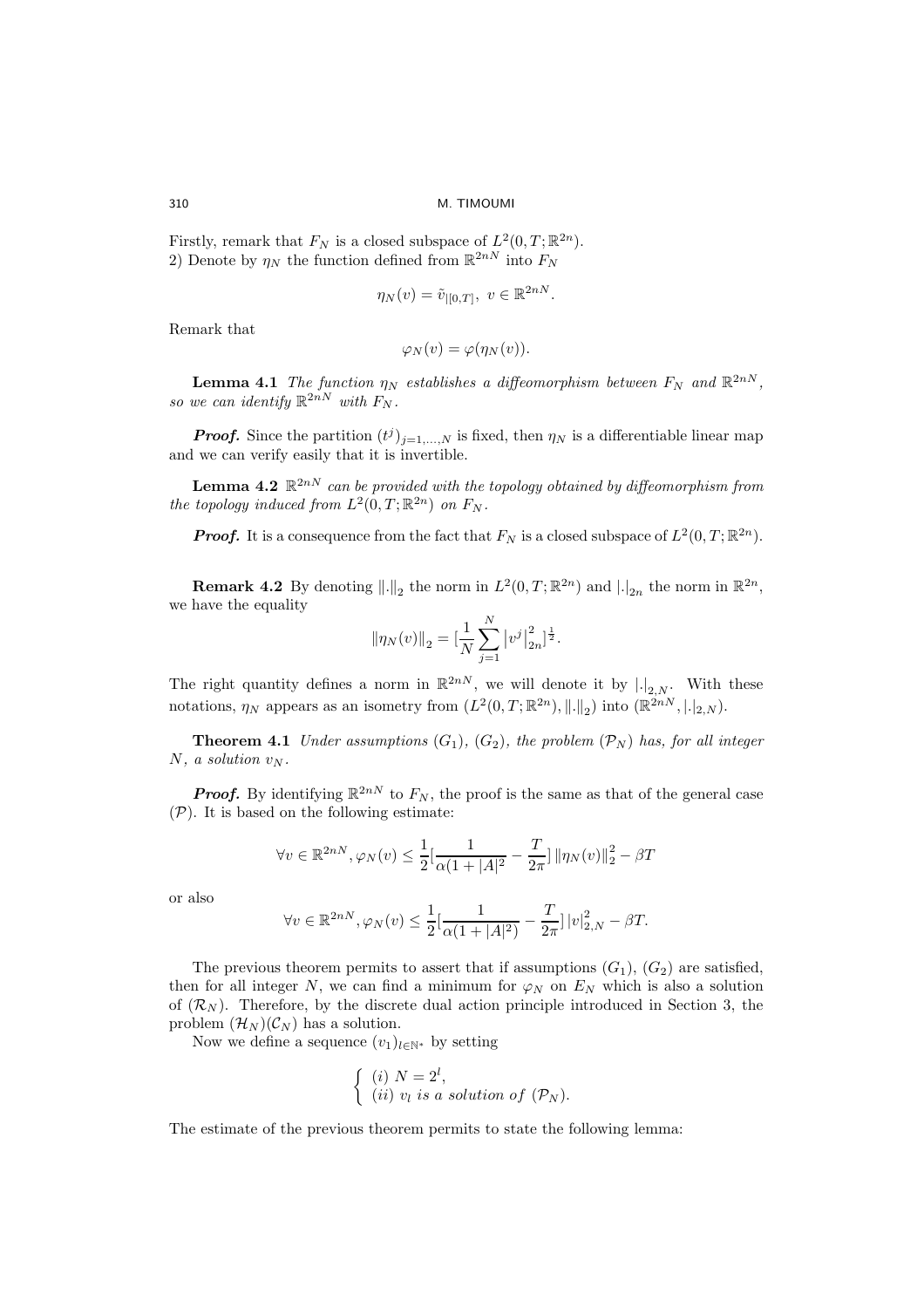Firstly, remark that $F_N$ is a closed subspace of $L^2(0,T;\mathbb{R}^{2n})$.
2) Denote by $\eta_N$ the function defined from $\mathbb{R}^{2nN}$ into $F_N$

$$\eta_N(v) = \tilde{v}_{|[0,T]},\ v \in \mathbb{R}^{2nN}.$$

Remark that

$$\varphi_N(v) = \varphi(\eta_N(v)).$$

**Lemma 4.1** *The function $\eta_N$ establishes a diffeomorphism between $F_N$ and $\mathbb{R}^{2nN}$, so we can identify $\mathbb{R}^{2nN}$ with $F_N$.*

***Proof.*** Since the partition $(t^j)_{j=1,\ldots,N}$ is fixed, then $\eta_N$ is a differentiable linear map and we can verify easily that it is invertible.

**Lemma 4.2** *$\mathbb{R}^{2nN}$ can be provided with the topology obtained by diffeomorphism from the topology induced from $L^2(0,T;\mathbb{R}^{2n})$ on $F_N$.*

***Proof.*** It is a consequence from the fact that $F_N$ is a closed subspace of $L^2(0,T;\mathbb{R}^{2n})$.

**Remark 4.2** By denoting $\|.\|_2$ the norm in $L^2(0,T;\mathbb{R}^{2n})$ and $|.|_{2n}$ the norm in $\mathbb{R}^{2n}$, we have the equality

$$\|\eta_N(v)\|_2 = [\frac{1}{N}\sum_{j=1}^{N}|v^j|_{2n}^2]^{\frac{1}{2}}.$$

The right quantity defines a norm in $\mathbb{R}^{2nN}$, we will denote it by $|.|_{2,N}$. With these notations, $\eta_N$ appears as an isometry from $(L^2(0,T;\mathbb{R}^{2n}),\|.\|_2)$ into $(\mathbb{R}^{2nN},|.|_{2,N})$.

**Theorem 4.1** *Under assumptions $(G_1)$, $(G_2)$, the problem $(\mathcal{P}_N)$ has, for all integer $N$, a solution $v_N$.*

***Proof.*** By identifying $\mathbb{R}^{2nN}$ to $F_N$, the proof is the same as that of the general case $(\mathcal{P})$. It is based on the following estimate:

$$\forall v \in \mathbb{R}^{2nN}, \varphi_N(v) \leq \frac{1}{2}[\frac{1}{\alpha(1+|A|^2} - \frac{T}{2\pi}]\,\|\eta_N(v)\|_2^2 - \beta T$$

or also

$$\forall v \in \mathbb{R}^{2nN}, \varphi_N(v) \leq \frac{1}{2}[\frac{1}{\alpha(1+|A|^2)} - \frac{T}{2\pi}]\,|v|_{2,N}^2 - \beta T.$$

The previous theorem permits to assert that if assumptions $(G_1)$, $(G_2)$ are satisfied, then for all integer $N$, we can find a minimum for $\varphi_N$ on $E_N$ which is also a solution of $(\mathcal{R}_N)$. Therefore, by the discrete dual action principle introduced in Section 3, the problem $(\mathcal{H}_N)(\mathcal{C}_N)$ has a solution.

Now we define a sequence $(v_1)_{l\in\mathbb{N}^*}$ by setting

$$\begin{cases} (i)\ N = 2^l, \\ (ii)\ v_l \textit{ is a solution of } (\mathcal{P}_N). \end{cases}$$

The estimate of the previous theorem permits to state the following lemma: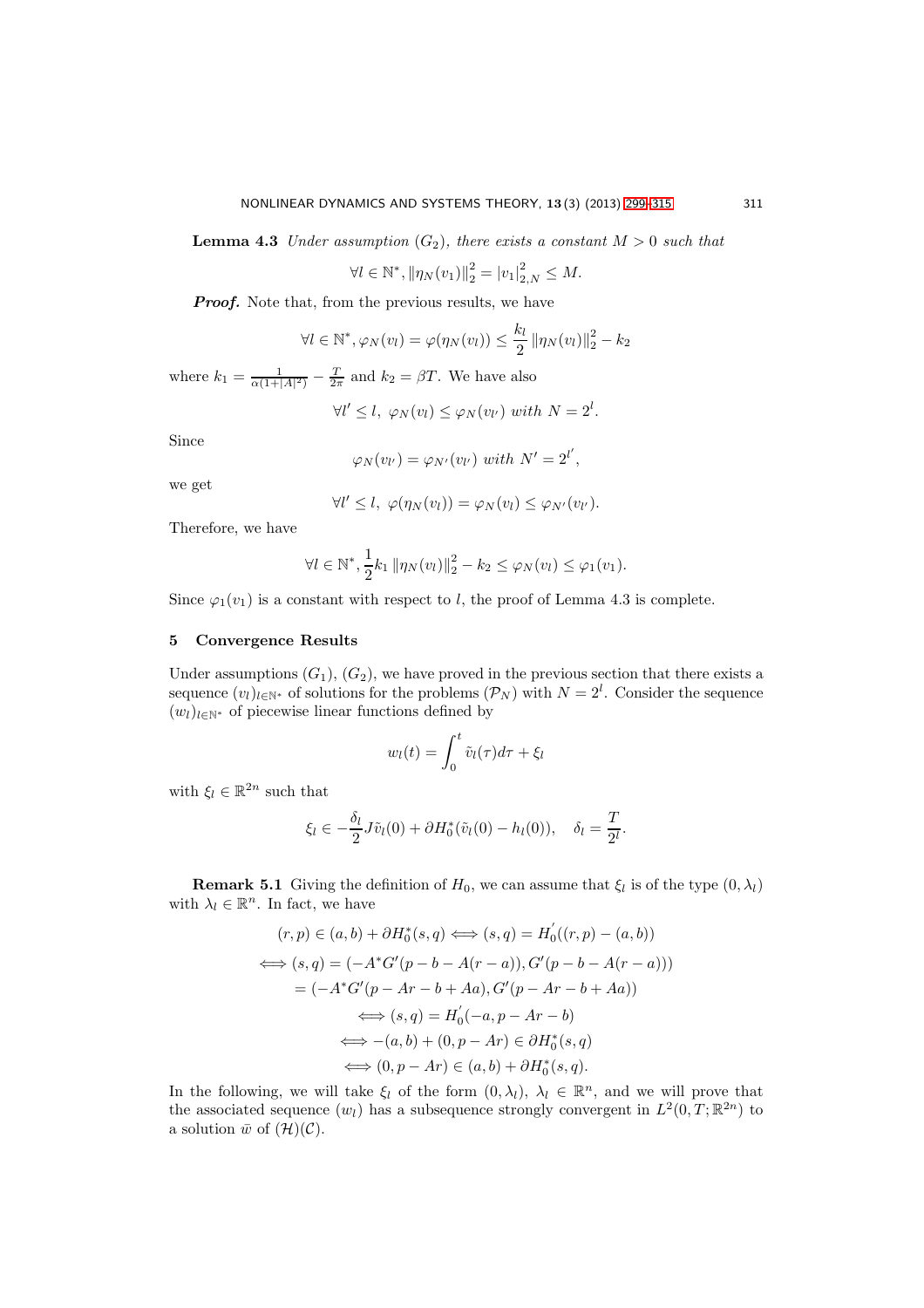**Lemma 4.3** *Under assumption $(G_2)$, there exists a constant $M > 0$ such that*

$$\forall l \in \mathbb{N}^*, \|\eta_N(v_1)\|_2^2 = |v_1|_{2,N}^2 \leq M.$$

***Proof.*** Note that, from the previous results, we have

$$\forall l \in \mathbb{N}^*, \varphi_N(v_l) = \varphi(\eta_N(v_l)) \leq \frac{k_l}{2} \|\eta_N(v_l)\|_2^2 - k_2$$

where $k_1 = \frac{1}{\alpha(1+|A|^2)} - \frac{T}{2\pi}$ and $k_2 = \beta T$. We have also

$$\forall l' \leq l, \ \varphi_N(v_l) \leq \varphi_N(v_{l'}) \ with \ N = 2^l.$$

Since

$$\varphi_N(v_{l'}) = \varphi_{N'}(v_{l'}) \ with \ N' = 2^{l'},$$

we get

$$\forall l' \leq l, \ \varphi(\eta_N(v_l)) = \varphi_N(v_l) \leq \varphi_{N'}(v_{l'}).$$

Therefore, we have

$$\forall l \in \mathbb{N}^*, \frac{1}{2} k_1 \|\eta_N(v_l)\|_2^2 - k_2 \leq \varphi_N(v_l) \leq \varphi_1(v_1).$$

Since $\varphi_1(v_1)$ is a constant with respect to $l$, the proof of Lemma 4.3 is complete.

## 5 Convergence Results

Under assumptions $(G_1)$, $(G_2)$, we have proved in the previous section that there exists a sequence $(v_l)_{l \in \mathbb{N}^*}$ of solutions for the problems $(\mathcal{P}_N)$ with $N = 2^l$. Consider the sequence $(w_l)_{l \in \mathbb{N}^*}$ of piecewise linear functions defined by

$$w_l(t) = \int_0^t \tilde{v}_l(\tau) d\tau + \xi_l$$

with $\xi_l \in \mathbb{R}^{2n}$ such that

$$\xi_l \in -\frac{\delta_l}{2} J \tilde{v}_l(0) + \partial H_0^*(\tilde{v}_l(0) - h_l(0)), \quad \delta_l = \frac{T}{2^l}.$$

**Remark 5.1** Giving the definition of $H_0$, we can assume that $\xi_l$ is of the type $(0, \lambda_l)$ with $\lambda_l \in \mathbb{R}^n$. In fact, we have

$$(r, p) \in (a, b) + \partial H_0^*(s, q) \Longleftrightarrow (s, q) = H_0'((r, p) - (a, b))$$

$$\Longleftrightarrow (s, q) = (-A^* G'(p - b - A(r - a)), G'(p - b - A(r - a)))$$

$$= (-A^* G'(p - Ar - b + Aa), G'(p - Ar - b + Aa))$$

$$\Longleftrightarrow (s, q) = H_0'(-a, p - Ar - b)$$

$$\Longleftrightarrow -(a, b) + (0, p - Ar) \in \partial H_0^*(s, q)$$

$$\Longleftrightarrow (0, p - Ar) \in (a, b) + \partial H_0^*(s, q).$$

In the following, we will take $\xi_l$ of the form $(0, \lambda_l)$, $\lambda_l \in \mathbb{R}^n$, and we will prove that the associated sequence $(w_l)$ has a subsequence strongly convergent in $L^2(0, T; \mathbb{R}^{2n})$ to a solution $\bar{w}$ of $(\mathcal{H})(\mathcal{C})$.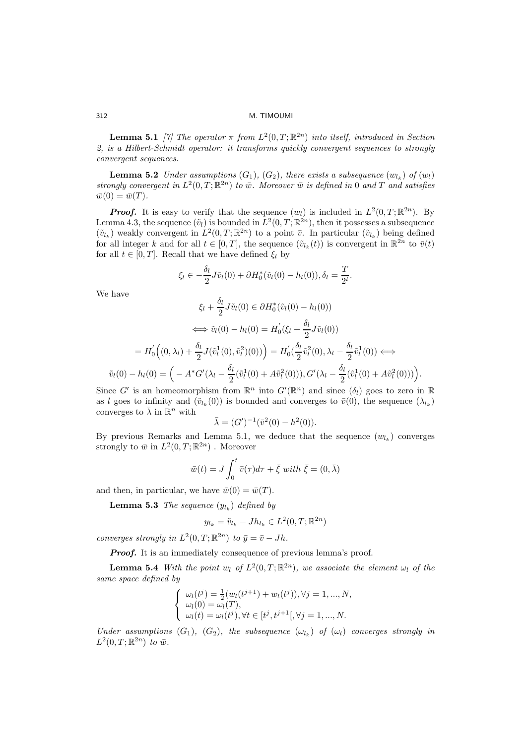**Lemma 5.1** *[7] The operator $\pi$ from $L^2(0,T;\mathbb{R}^{2n})$ into itself, introduced in Section 2, is a Hilbert-Schmidt operator: it transforms quickly convergent sequences to strongly convergent sequences.*

**Lemma 5.2** *Under assumptions $(G_1)$, $(G_2)$, there exists a subsequence $(w_{l_k})$ of $(w_l)$ strongly convergent in $L^2(0,T;\mathbb{R}^{2n})$ to $\bar{w}$. Moreover $\bar{w}$ is defined in $0$ and $T$ and satisfies $\bar{w}(0)=\bar{w}(T)$.*

***Proof.*** It is easy to verify that the sequence $(w_l)$ is included in $L^2(0,T;\mathbb{R}^{2n})$. By Lemma 4.3, the sequence $(\tilde{v}_l)$ is bounded in $L^2(0,T;\mathbb{R}^{2n})$, then it possesses a subsequence $(\tilde{v}_{l_k})$ weakly convergent in $L^2(0,T;\mathbb{R}^{2n})$ to a point $\bar{v}$. In particular $(\tilde{v}_{l_k})$ being defined for all integer $k$ and for all $t\in[0,T]$, the sequence $(\tilde{v}_{l_k}(t))$ is convergent in $\mathbb{R}^{2n}$ to $\bar{v}(t)$ for all $t\in[0,T]$. Recall that we have defined $\xi_l$ by

$$\xi_l \in -\frac{\delta_l}{2}J\tilde{v}_l(0)+\partial H_0^*(\tilde{v}_l(0)-h_l(0)), \delta_l=\frac{T}{2^l}.$$

We have

$$\xi_l+\frac{\delta_l}{2}J\tilde{v}_l(0)\in \partial H_0^*(\tilde{v}_l(0)-h_l(0))$$

$$\iff \tilde{v}_l(0)-h_l(0)=H_0^{'}(\xi_l+\frac{\delta_l}{2}J\tilde{v}_l(0))$$

$$=H_0^{'}\Big((0,\lambda_l)+\frac{\delta_l}{2}J(\tilde{v}_l^1(0),\tilde{v}_l^2)(0))\Big)=H_0^{'}(\frac{\delta_l}{2}\tilde{v}_l^2(0),\lambda_l-\frac{\delta_l}{2}\tilde{v}_l^1(0))\iff$$

$$\tilde{v}_l(0)-h_l(0)=\Big(-A^*G'(\lambda_l-\frac{\delta_l}{2}(\tilde{v}_l^1(0)+A\tilde{v}_l^2(0))),G'(\lambda_l-\frac{\delta_l}{2}(\tilde{v}_l^1(0)+A\tilde{v}_l^2(0)))\Big).$$

Since $G'$ is an homeomorphism from $\mathbb{R}^n$ into $G'(\mathbb{R}^n)$ and since $(\delta_l)$ goes to zero in $\mathbb{R}$ as $l$ goes to infinity and $(\tilde{v}_{l_k}(0))$ is bounded and converges to $\bar{v}(0)$, the sequence $(\lambda_{l_k})$ converges to $\bar{\lambda}$ in $\mathbb{R}^n$ with

$$\bar{\lambda}=(G')^{-1}(\bar{v}^2(0)-h^2(0)).$$

By previous Remarks and Lemma 5.1, we deduce that the sequence $(w_{l_k})$ converges strongly to $\bar{w}$ in $L^2(0,T;\mathbb{R}^{2n})$ . Moreover

$$\bar{w}(t)=J\int_0^t\bar{v}(\tau)d\tau+\bar{\xi} \text{ with } \bar{\xi}=(0,\bar{\lambda})$$

and then, in particular, we have $\bar{w}(0)=\bar{w}(T)$.

**Lemma 5.3** *The sequence $(y_{l_k})$ defined by*

$$y_{l_k}=\tilde{v}_{l_k}-Jh_{l_k}\in L^2(0,T;\mathbb{R}^{2n})$$

*converges strongly in $L^2(0,T;\mathbb{R}^{2n})$ to $\bar{y}=\bar{v}-Jh$.*

***Proof.*** It is an immediately consequence of previous lemma's proof.

**Lemma 5.4** *With the point $w_l$ of $L^2(0,T;\mathbb{R}^{2n})$, we associate the element $\omega_l$ of the same space defined by*

$$\begin{cases} \omega_l(t^j)=\frac{1}{2}(w_l(t^{j+1})+w_l(t^j)), \forall j=1,...,N,\\ \omega_l(0)=\omega_l(T),\\ \omega_l(t)=\omega_l(t^j), \forall t\in[t^j,t^{j+1}[, \forall j=1,...,N.\end{cases}$$

*Under assumptions $(G_1)$, $(G_2)$, the subsequence $(\omega_{l_k})$ of $(\omega_l)$ converges strongly in $L^2(0,T;\mathbb{R}^{2n})$ to $\bar{w}$.*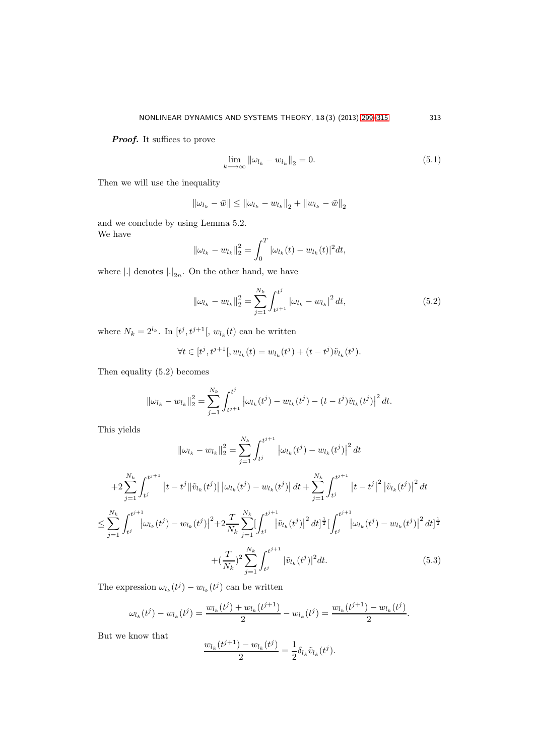***Proof.*** It suffices to prove

$$\lim_{k \longrightarrow \infty} \|\omega_{l_k} - w_{l_k}\|_2 = 0. \tag{5.1}$$

Then we will use the inequality

$$\|\omega_{l_k} - \bar{w}\| \leq \|\omega_{l_k} - w_{l_k}\|_2 + \|w_{l_k} - \bar{w}\|_2$$

and we conclude by using Lemma 5.2.
We have

$$\|\omega_{l_k} - w_{l_k}\|_2^2 = \int_0^T |\omega_{l_k}(t) - w_{l_k}(t)|^2 dt,$$

where $|.|$ denotes $|.|_{2n}$. On the other hand, we have

$$\|\omega_{l_k} - w_{l_k}\|_2^2 = \sum_{j=1}^{N_k} \int_{t^{j+1}}^{t^j} \left|\omega_{l_k} - w_{l_k}\right|^2 dt, \tag{5.2}$$

where $N_k = 2^{l_k}$. In $[t^j, t^{j+1}[$, $w_{l_k}(t)$ can be written

$$\forall t \in [t^j, t^{j+1}[, w_{l_k}(t) = w_{l_k}(t^j) + (t - t^j)\tilde{v}_{l_k}(t^j).$$

Then equality (5.2) becomes

$$\|\omega_{l_k} - w_{l_k}\|_2^2 = \sum_{j=1}^{N_k} \int_{t^{j+1}}^{t^j} \left|\omega_{l_k}(t^j) - w_{l_k}(t^j) - (t - t^j)\tilde{v}_{l_k}(t^j)\right|^2 dt.$$

This yields

$$\|\omega_{l_k} - w_{l_k}\|_2^2 = \sum_{j=1}^{N_k} \int_{t^j}^{t^{j+1}} \left|\omega_{l_k}(t^j) - w_{l_k}(t^j)\right|^2 dt$$

$$+2\sum_{j=1}^{N_k} \int_{t^j}^{t^{j+1}} \left|t - t^j\right| \left|\tilde{v}_{l_k}(t^j)\right| \left|\omega_{l_k}(t^j) - w_{l_k}(t^j)\right| dt + \sum_{j=1}^{N_k} \int_{t^j}^{t^{j+1}} \left|t - t^j\right|^2 \left|\tilde{v}_{l_k}(t^j)\right|^2 dt$$

$$\leq \sum_{j=1}^{N_k} \int_{t^j}^{t^{j+1}} \left|\omega_{l_k}(t^j) - w_{l_k}(t^j)\right|^2 + 2\frac{T}{N_k} \sum_{j=1}^{N_k} [\int_{t^j}^{t^{j+1}} \left|\tilde{v}_{l_k}(t^j)\right|^2 dt]^{\frac{1}{2}} [\int_{t^j}^{t^{j+1}} \left|\omega_{l_k}(t^j) - w_{l_k}(t^j)\right|^2 dt]^{\frac{1}{2}}$$

$$+ (\frac{T}{N_k})^2 \sum_{j=1}^{N_k} \int_{t^j}^{t^{j+1}} |\tilde{v}_{l_k}(t^j)|^2 dt. \tag{5.3}$$

The expression $\omega_{l_k}(t^j) - w_{l_k}(t^j)$ can be written

$$\omega_{l_k}(t^j) - w_{l_k}(t^j) = \frac{w_{l_k}(t^j) + w_{l_k}(t^{j+1})}{2} - w_{l_k}(t^j) = \frac{w_{l_k}(t^{j+1}) - w_{l_k}(t^j)}{2}.$$

But we know that

$$\frac{w_{l_k}(t^{j+1}) - w_{l_k}(t^j)}{2} = \frac{1}{2}\delta_{l_k}\tilde{v}_{l_k}(t^j).$$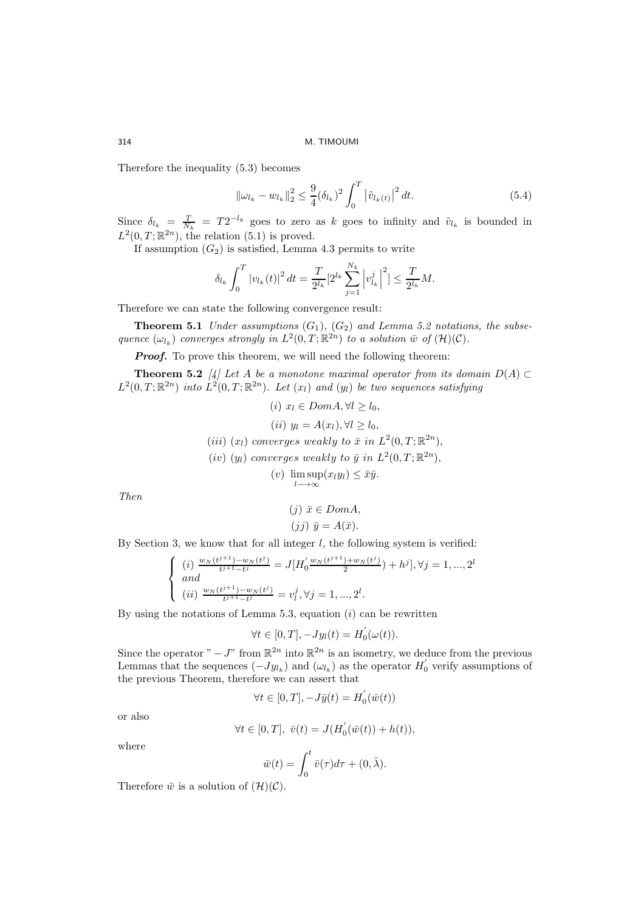Therefore the inequality (5.3) becomes

$$\|\omega_{l_k} - w_{l_k}\|_2^2 \leq \frac{9}{4}(\delta_{l_k})^2 \int_0^T \left|\tilde{v}_{l_k(t)}\right|^2 dt. \tag{5.4}$$

Since $\delta_{l_k} = \frac{T}{N_k} = T2^{-l_k}$ goes to zero as $k$ goes to infinity and $\tilde{v}_{l_k}$ is bounded in $L^2(0,T;\mathbb{R}^{2n})$, the relation (5.1) is proved.

If assumption $(G_2)$ is satisfied, Lemma 4.3 permits to write

$$\delta_{l_k} \int_0^T |v_{l_k}(t)|^2 \, dt = \frac{T}{2^{l_k}} [2^{l_k} \sum_{j=1}^{N_k} \left| v_{l_k}^j \right|^2] \leq \frac{T}{2^{l_k}} M.$$

Therefore we can state the following convergence result:

**Theorem 5.1** *Under assumptions $(G_1)$, $(G_2)$ and Lemma 5.2 notations, the subsequence $(\omega_{l_k})$ converges strongly in $L^2(0,T;\mathbb{R}^{2n})$ to a solution $\bar{w}$ of $(\mathcal{H})(\mathcal{C})$.*

***Proof.*** To prove this theorem, we will need the following theorem:

**Theorem 5.2** *[4] Let $A$ be a monotone maximal operator from its domain $D(A) \subset L^2(0,T;\mathbb{R}^{2n})$ into $L^2(0,T;\mathbb{R}^{2n})$. Let $(x_l)$ and $(y_l)$ be two sequences satisfying*

$$(i) \ x_l \in DomA, \forall l \geq l_0,$$

$$(ii) \ y_l = A(x_l), \forall l \geq l_0,$$

$$(iii) \ (x_l) \text{ converges weakly to } \bar{x} \text{ in } L^2(0,T;\mathbb{R}^{2n}),$$

$$(iv) \ (y_l) \text{ converges weakly to } \bar{y} \text{ in } L^2(0,T;\mathbb{R}^{2n}),$$

$$(v) \ \limsup_{l \longrightarrow \infty} (x_l y_l) \leq \bar{x}\bar{y}.$$

*Then*

$$(j) \ \bar{x} \in DomA,$$

$$(jj) \ \bar{y} = A(\bar{x}).$$

By Section 3, we know that for all integer $l$, the following system is verified:

$$\begin{cases} (i) \ \frac{w_N(t^{j+1}) - w_N(t^j)}{t^{j+1} - t^j} = J[H_0'\frac{w_N(t^{j+1}) + w_N(t^j)}{2}) + h^j], \forall j = 1, ..., 2^l \\ and \\ (ii) \ \frac{w_N(t^{j+1}) - w_N(t^j)}{t^{j+1} - t^j} = v_l^j, \forall j = 1, ..., 2^l. \end{cases}$$

By using the notations of Lemma 5.3, equation $(i)$ can be rewritten

$$\forall t \in [0,T], -Jy_l(t) = H_0'(\omega(t)).$$

Since the operator "$-J$" from $\mathbb{R}^{2n}$ into $\mathbb{R}^{2n}$ is an isometry, we deduce from the previous Lemmas that the sequences $(-Jy_{l_k})$ and $(\omega_{l_k})$ as the operator $H_0'$ verify assumptions of the previous Theorem, therefore we can assert that

$$\forall t \in [0,T], -J\bar{y}(t) = H_0'(\bar{w}(t))$$

or also

$$\forall t \in [0,T], \ \bar{v}(t) = J(H_0'(\bar{w}(t)) + h(t)),$$

where

$$\bar{w}(t) = \int_0^t \bar{v}(\tau) d\tau + (0, \bar{\lambda}).$$

Therefore $\bar{w}$ is a solution of $(\mathcal{H})(\mathcal{C})$.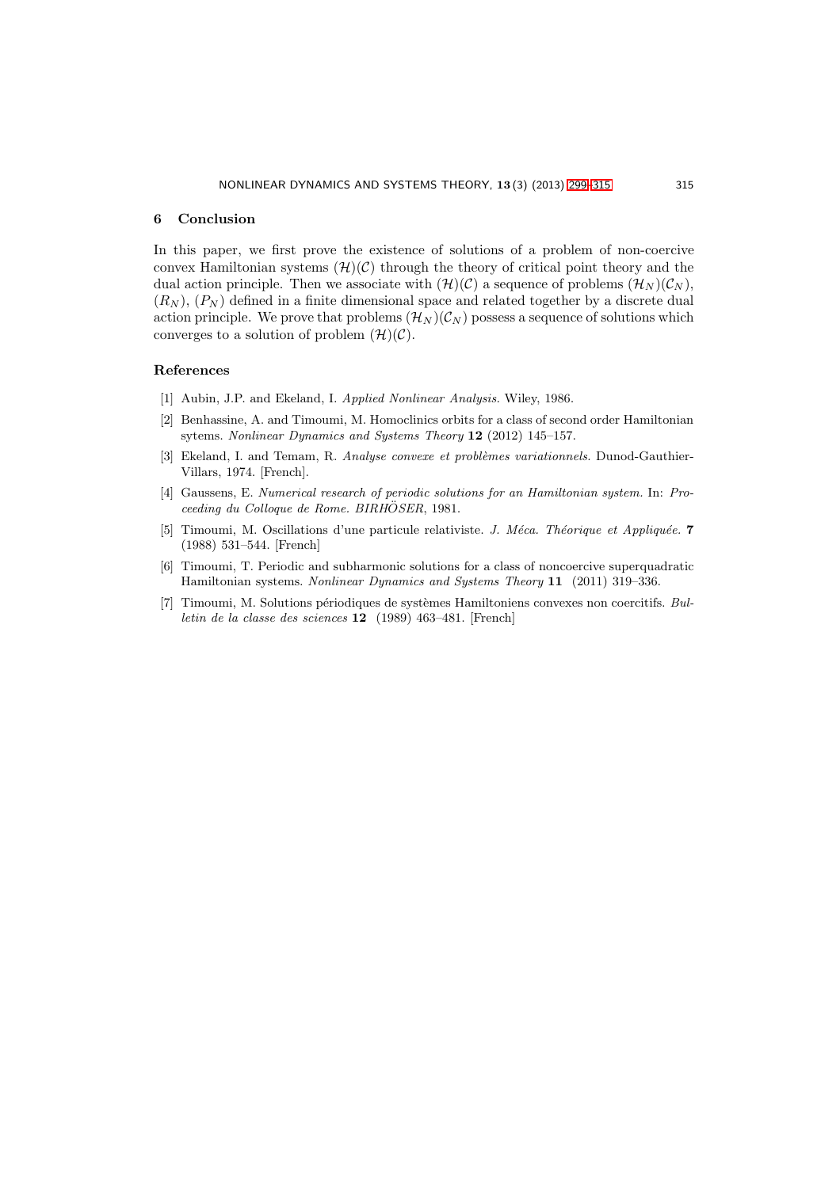## 6 Conclusion

In this paper, we first prove the existence of solutions of a problem of non-coercive convex Hamiltonian systems $(\mathcal{H})(\mathcal{C})$ through the theory of critical point theory and the dual action principle. Then we associate with $(\mathcal{H})(\mathcal{C})$ a sequence of problems $(\mathcal{H}_N)(\mathcal{C}_N)$, $(R_N)$, $(P_N)$ defined in a finite dimensional space and related together by a discrete dual action principle. We prove that problems $(\mathcal{H}_N)(\mathcal{C}_N)$ possess a sequence of solutions which converges to a solution of problem $(\mathcal{H})(\mathcal{C})$.

## References

[1] Aubin, J.P. and Ekeland, I. *Applied Nonlinear Analysis.* Wiley, 1986.

[2] Benhassine, A. and Timoumi, M. Homoclinics orbits for a class of second order Hamiltonian sytems. *Nonlinear Dynamics and Systems Theory* **12** (2012) 145–157.

[3] Ekeland, I. and Temam, R. *Analyse convexe et problèmes variationnels.* Dunod-Gauthier-Villars, 1974. [French].

[4] Gaussens, E. *Numerical research of periodic solutions for an Hamiltonian system.* In: *Proceeding du Colloque de Rome. BIRHÖSER*, 1981.

[5] Timoumi, M. Oscillations d'une particule relativiste. *J. Méca. Théorique et Appliquée.* **7** (1988) 531–544. [French]

[6] Timoumi, T. Periodic and subharmonic solutions for a class of noncoercive superquadratic Hamiltonian systems. *Nonlinear Dynamics and Systems Theory* **11** (2011) 319–336.

[7] Timoumi, M. Solutions périodiques de systèmes Hamiltoniens convexes non coercitifs. *Bulletin de la classe des sciences* **12** (1989) 463–481. [French]